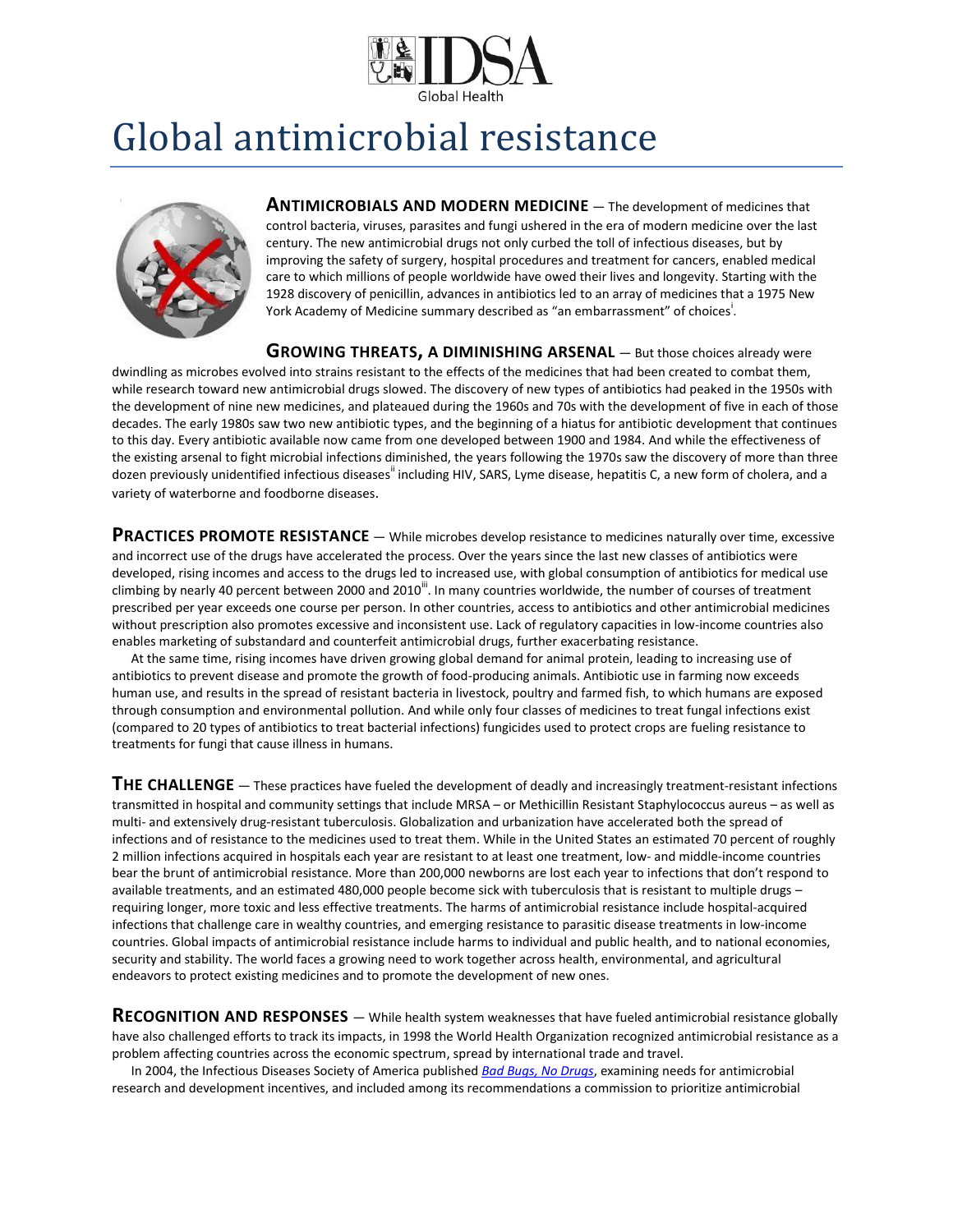IDSA Global Health

# Global antimicrobial resistance

**ANTIMICROBIALS AND MODERN MEDICINE** — The development of medicines that control bacteria, viruses, parasites and fungi ushered in the era of modern medicine over the last century. The new antimicrobial drugs not only curbed the toll of infectious diseases, but by improving the safety of surgery, hospital procedures and treatment for cancers, enabled medical care to which millions of people worldwide have owed their lives and longevity. Starting with the 1928 discovery of penicillin, advances in antibiotics led to an array of medicines that a 1975 New York Academy of Medicine summary described as "an embarrassment" of choices[i].

**GROWING THREATS, A DIMINISHING ARSENAL** — But those choices already were dwindling as microbes evolved into strains resistant to the effects of the medicines that had been created to combat them, while research toward new antimicrobial drugs slowed. The discovery of new types of antibiotics had peaked in the 1950s with the development of nine new medicines, and plateaued during the 1960s and 70s with the development of five in each of those decades. The early 1980s saw two new antibiotic types, and the beginning of a hiatus for antibiotic development that continues to this day. Every antibiotic available now came from one developed between 1900 and 1984. And while the effectiveness of the existing arsenal to fight microbial infections diminished, the years following the 1970s saw the discovery of more than three dozen previously unidentified infectious diseases[ii] including HIV, SARS, Lyme disease, hepatitis C, a new form of cholera, and a variety of waterborne and foodborne diseases.

**PRACTICES PROMOTE RESISTANCE** — While microbes develop resistance to medicines naturally over time, excessive and incorrect use of the drugs have accelerated the process. Over the years since the last new classes of antibiotics were developed, rising incomes and access to the drugs led to increased use, with global consumption of antibiotics for medical use climbing by nearly 40 percent between 2000 and 2010[iii]. In many countries worldwide, the number of courses of treatment prescribed per year exceeds one course per person. In other countries, access to antibiotics and other antimicrobial medicines without prescription also promotes excessive and inconsistent use. Lack of regulatory capacities in low-income countries also enables marketing of substandard and counterfeit antimicrobial drugs, further exacerbating resistance.

At the same time, rising incomes have driven growing global demand for animal protein, leading to increasing use of antibiotics to prevent disease and promote the growth of food-producing animals. Antibiotic use in farming now exceeds human use, and results in the spread of resistant bacteria in livestock, poultry and farmed fish, to which humans are exposed through consumption and environmental pollution. And while only four classes of medicines to treat fungal infections exist (compared to 20 types of antibiotics to treat bacterial infections) fungicides used to protect crops are fueling resistance to treatments for fungi that cause illness in humans.

**THE CHALLENGE** — These practices have fueled the development of deadly and increasingly treatment-resistant infections transmitted in hospital and community settings that include MRSA – or Methicillin Resistant Staphylococcus aureus – as well as multi- and extensively drug-resistant tuberculosis. Globalization and urbanization have accelerated both the spread of infections and of resistance to the medicines used to treat them. While in the United States an estimated 70 percent of roughly 2 million infections acquired in hospitals each year are resistant to at least one treatment, low- and middle-income countries bear the brunt of antimicrobial resistance. More than 200,000 newborns are lost each year to infections that don't respond to available treatments, and an estimated 480,000 people become sick with tuberculosis that is resistant to multiple drugs – requiring longer, more toxic and less effective treatments. The harms of antimicrobial resistance include hospital-acquired infections that challenge care in wealthy countries, and emerging resistance to parasitic disease treatments in low-income countries. Global impacts of antimicrobial resistance include harms to individual and public health, and to national economies, security and stability. The world faces a growing need to work together across health, environmental, and agricultural endeavors to protect existing medicines and to promote the development of new ones.

**RECOGNITION AND RESPONSES** — While health system weaknesses that have fueled antimicrobial resistance globally have also challenged efforts to track its impacts, in 1998 the World Health Organization recognized antimicrobial resistance as a problem affecting countries across the economic spectrum, spread by international trade and travel.

In 2004, the Infectious Diseases Society of America published *Bad Bugs, No Drugs*, examining needs for antimicrobial research and development incentives, and included among its recommendations a commission to prioritize antimicrobial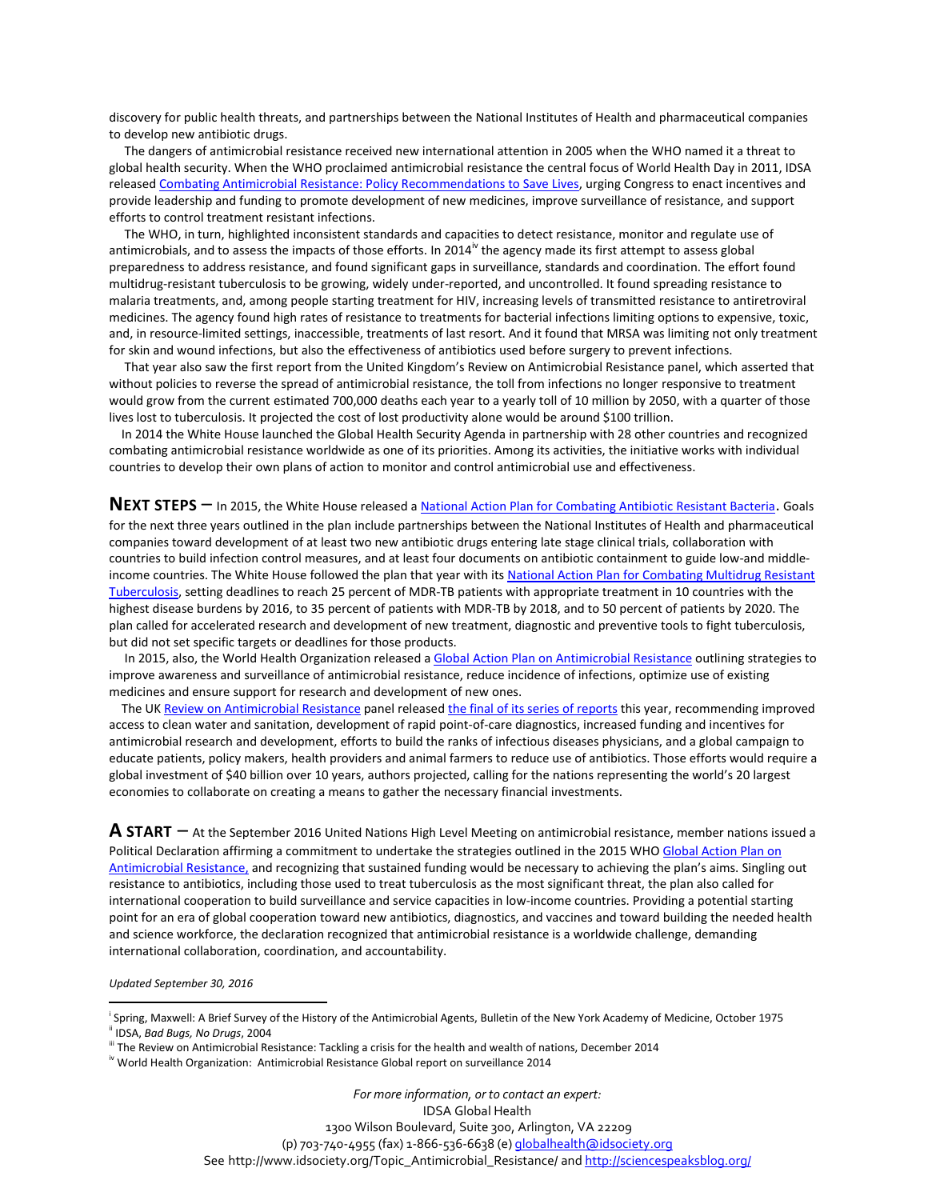discovery for public health threats, and partnerships between the National Institutes of Health and pharmaceutical companies to develop new antibiotic drugs.

The dangers of antimicrobial resistance received new international attention in 2005 when the WHO named it a threat to global health security. When the WHO proclaimed antimicrobial resistance the central focus of World Health Day in 2011, IDSA released Combating Antimicrobial Resistance: Policy Recommendations to Save Lives, urging Congress to enact incentives and provide leadership and funding to promote development of new medicines, improve surveillance of resistance, and support efforts to control treatment resistant infections.

The WHO, in turn, highlighted inconsistent standards and capacities to detect resistance, monitor and regulate use of antimicrobials, and to assess the impacts of those efforts. In 2014[iv] the agency made its first attempt to assess global preparedness to address resistance, and found significant gaps in surveillance, standards and coordination. The effort found multidrug-resistant tuberculosis to be growing, widely under-reported, and uncontrolled. It found spreading resistance to malaria treatments, and, among people starting treatment for HIV, increasing levels of transmitted resistance to antiretroviral medicines. The agency found high rates of resistance to treatments for bacterial infections limiting options to expensive, toxic, and, in resource-limited settings, inaccessible, treatments of last resort. And it found that MRSA was limiting not only treatment for skin and wound infections, but also the effectiveness of antibiotics used before surgery to prevent infections.

That year also saw the first report from the United Kingdom's Review on Antimicrobial Resistance panel, which asserted that without policies to reverse the spread of antimicrobial resistance, the toll from infections no longer responsive to treatment would grow from the current estimated 700,000 deaths each year to a yearly toll of 10 million by 2050, with a quarter of those lives lost to tuberculosis. It projected the cost of lost productivity alone would be around $100 trillion.

In 2014 the White House launched the Global Health Security Agenda in partnership with 28 other countries and recognized combating antimicrobial resistance worldwide as one of its priorities. Among its activities, the initiative works with individual countries to develop their own plans of action to monitor and control antimicrobial use and effectiveness.

**NEXT STEPS** – In 2015, the White House released a National Action Plan for Combating Antibiotic Resistant Bacteria. Goals for the next three years outlined in the plan include partnerships between the National Institutes of Health and pharmaceutical companies toward development of at least two new antibiotic drugs entering late stage clinical trials, collaboration with countries to build infection control measures, and at least four documents on antibiotic containment to guide low-and middle-income countries. The White House followed the plan that year with its National Action Plan for Combating Multidrug Resistant Tuberculosis, setting deadlines to reach 25 percent of MDR-TB patients with appropriate treatment in 10 countries with the highest disease burdens by 2016, to 35 percent of patients with MDR-TB by 2018, and to 50 percent of patients by 2020. The plan called for accelerated research and development of new treatment, diagnostic and preventive tools to fight tuberculosis, but did not set specific targets or deadlines for those products.

In 2015, also, the World Health Organization released a Global Action Plan on Antimicrobial Resistance outlining strategies to improve awareness and surveillance of antimicrobial resistance, reduce incidence of infections, optimize use of existing medicines and ensure support for research and development of new ones.

The UK Review on Antimicrobial Resistance panel released the final of its series of reports this year, recommending improved access to clean water and sanitation, development of rapid point-of-care diagnostics, increased funding and incentives for antimicrobial research and development, efforts to build the ranks of infectious diseases physicians, and a global campaign to educate patients, policy makers, health providers and animal farmers to reduce use of antibiotics. Those efforts would require a global investment of $40 billion over 10 years, authors projected, calling for the nations representing the world's 20 largest economies to collaborate on creating a means to gather the necessary financial investments.

**A START** – At the September 2016 United Nations High Level Meeting on antimicrobial resistance, member nations issued a Political Declaration affirming a commitment to undertake the strategies outlined in the 2015 WHO Global Action Plan on Antimicrobial Resistance, and recognizing that sustained funding would be necessary to achieving the plan's aims. Singling out resistance to antibiotics, including those used to treat tuberculosis as the most significant threat, the plan also called for international cooperation to build surveillance and service capacities in low-income countries. Providing a potential starting point for an era of global cooperation toward new antibiotics, diagnostics, and vaccines and toward building the needed health and science workforce, the declaration recognized that antimicrobial resistance is a worldwide challenge, demanding international collaboration, coordination, and accountability.

*Updated September 30, 2016*

---

[i] Spring, Maxwell: A Brief Survey of the History of the Antimicrobial Agents, Bulletin of the New York Academy of Medicine, October 1975
[ii] IDSA, *Bad Bugs, No Drugs*, 2004
[iii] The Review on Antimicrobial Resistance: Tackling a crisis for the health and wealth of nations, December 2014
[iv] World Health Organization: Antimicrobial Resistance Global report on surveillance 2014

*For more information, or to contact an expert:*
IDSA Global Health
1300 Wilson Boulevard, Suite 300, Arlington, VA 22209
(p) 703-740-4955 (fax) 1-866-536-6638 (e) globalhealth@idsociety.org
See http://www.idsociety.org/Topic_Antimicrobial_Resistance/ and http://sciencespeaksblog.org/